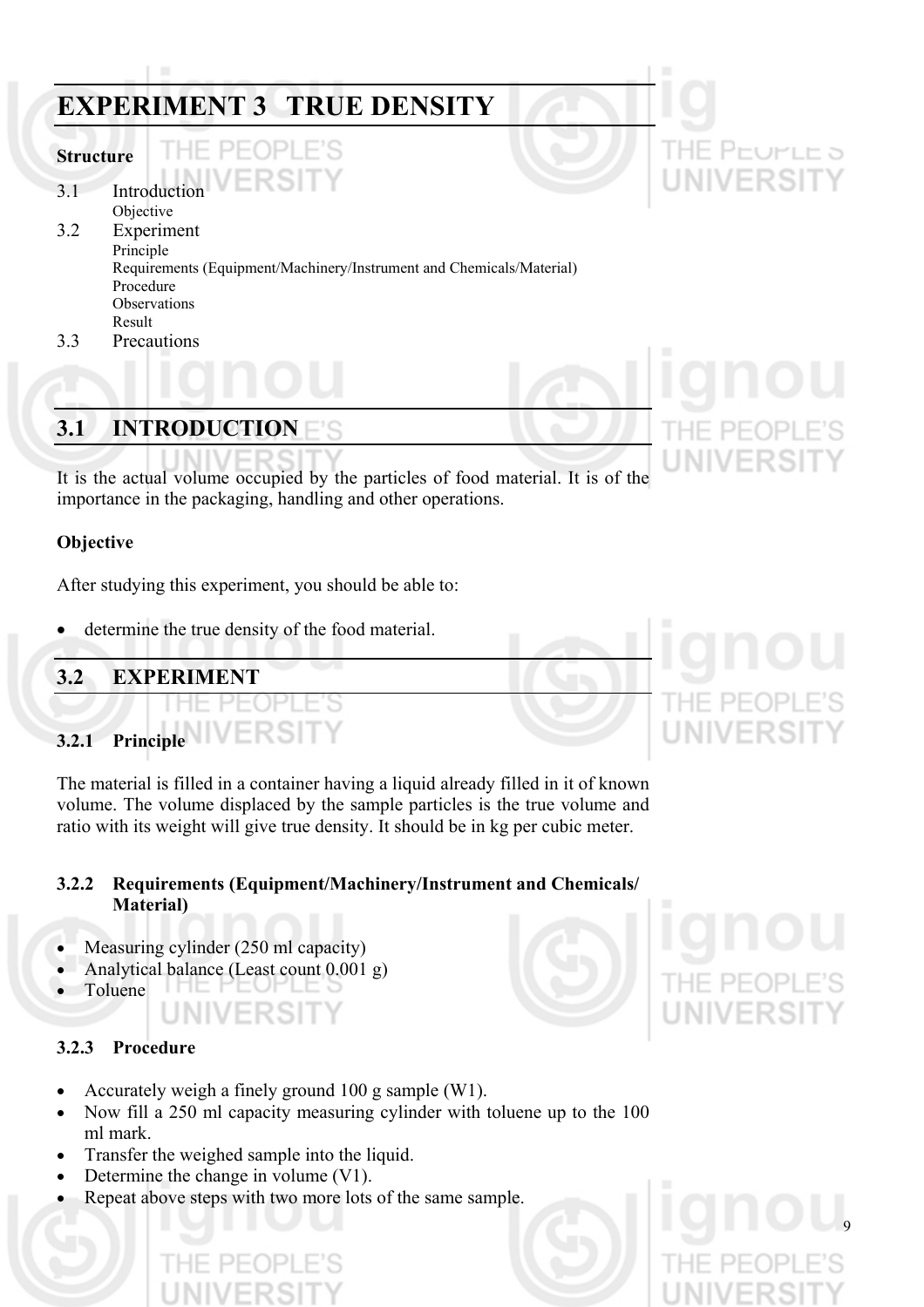# EXPERIMENT 3 TRUE DENSITY

**Structure**

3.1 Introduction
   Objective
3.2 Experiment
   Principle
   Requirements (Equipment/Machinery/Instrument and Chemicals/Material)
   Procedure
   Observations
   Result
3.3 Precautions

## 3.1 INTRODUCTION

It is the actual volume occupied by the particles of food material. It is of the importance in the packaging, handling and other operations.

**Objective**

After studying this experiment, you should be able to:

- determine the true density of the food material.

## 3.2 EXPERIMENT

### 3.2.1 Principle

The material is filled in a container having a liquid already filled in it of known volume. The volume displaced by the sample particles is the true volume and ratio with its weight will give true density. It should be in kg per cubic meter.

### 3.2.2 Requirements (Equipment/Machinery/Instrument and Chemicals/ Material)

- Measuring cylinder (250 ml capacity)
- Analytical balance (Least count 0.001 g)
- Toluene

### 3.2.3 Procedure

- Accurately weigh a finely ground 100 g sample (W1).
- Now fill a 250 ml capacity measuring cylinder with toluene up to the 100 ml mark.
- Transfer the weighed sample into the liquid.
- Determine the change in volume (V1).
- Repeat above steps with two more lots of the same sample.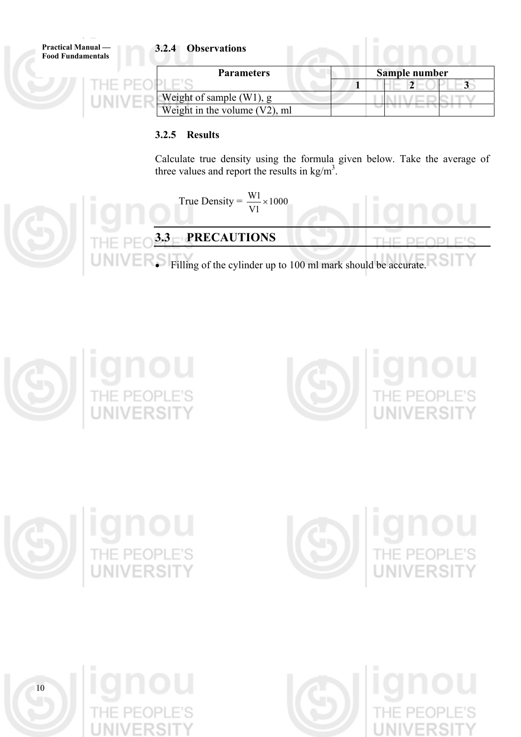### 3.2.4 Observations

| Parameters | Sample number | | |
|---|---|---|---|
| | 1 | 2 | 3 |
| Weight of sample (W1), g | | | |
| Weight in the volume (V2), ml | | | |

### 3.2.5 Results

Calculate true density using the formula given below. Take the average of three values and report the results in kg/m$^3$.

$$\text{True Density} = \frac{\text{W1}}{\text{V1}} \times 1000$$

## 3.3 PRECAUTIONS

- Filling of the cylinder up to 100 ml mark should be accurate.